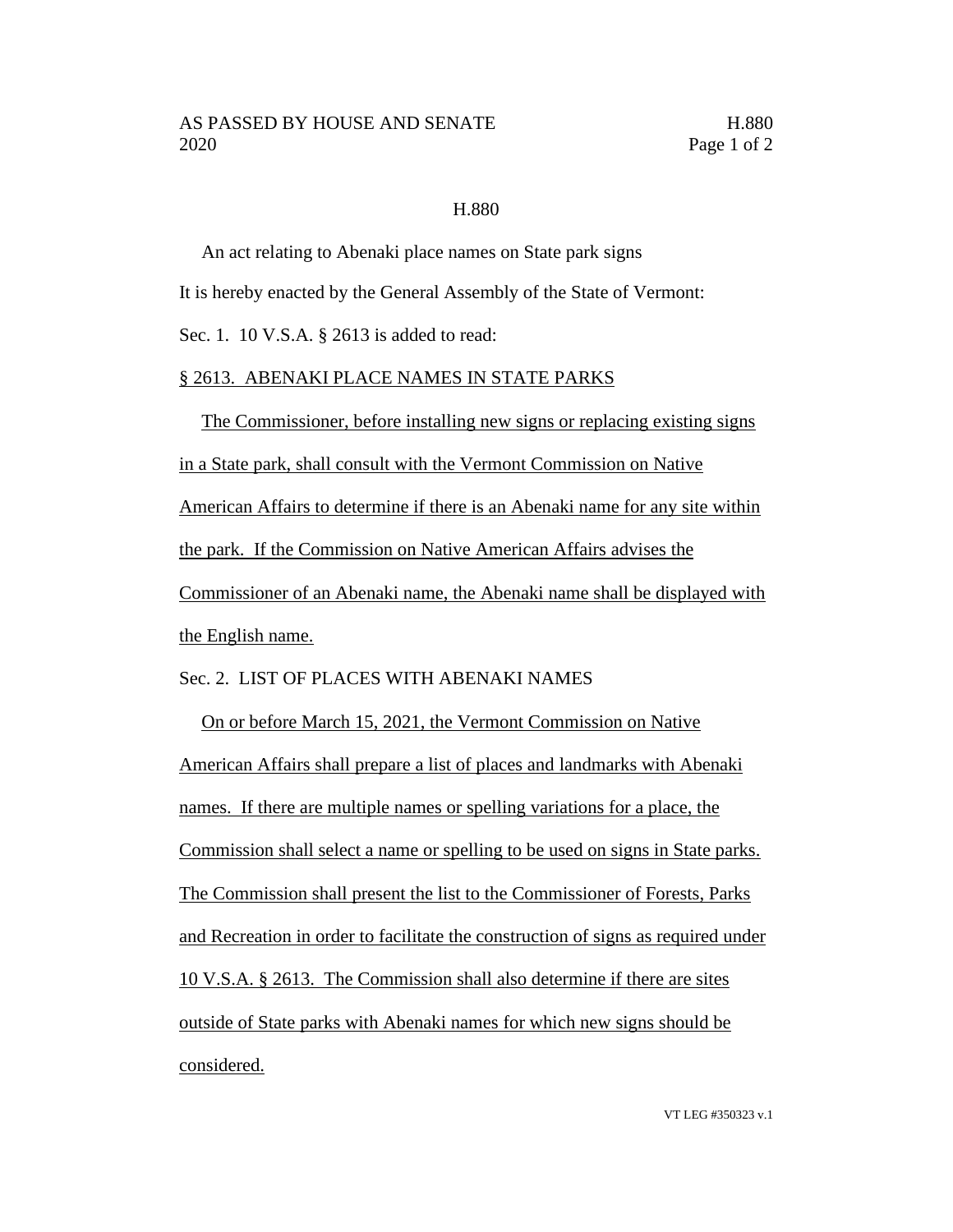# H.880

An act relating to Abenaki place names on State park signs

It is hereby enacted by the General Assembly of the State of Vermont:

Sec. 1. 10 V.S.A. § 2613 is added to read:

## § 2613. ABENAKI PLACE NAMES IN STATE PARKS

The Commissioner, before installing new signs or replacing existing signs in a State park, shall consult with the Vermont Commission on Native American Affairs to determine if there is an Abenaki name for any site within the park. If the Commission on Native American Affairs advises the Commissioner of an Abenaki name, the Abenaki name shall be displayed with the English name.

Sec. 2. LIST OF PLACES WITH ABENAKI NAMES

On or before March 15, 2021, the Vermont Commission on Native American Affairs shall prepare a list of places and landmarks with Abenaki names. If there are multiple names or spelling variations for a place, the Commission shall select a name or spelling to be used on signs in State parks. The Commission shall present the list to the Commissioner of Forests, Parks and Recreation in order to facilitate the construction of signs as required under 10 V.S.A. § 2613. The Commission shall also determine if there are sites outside of State parks with Abenaki names for which new signs should be considered.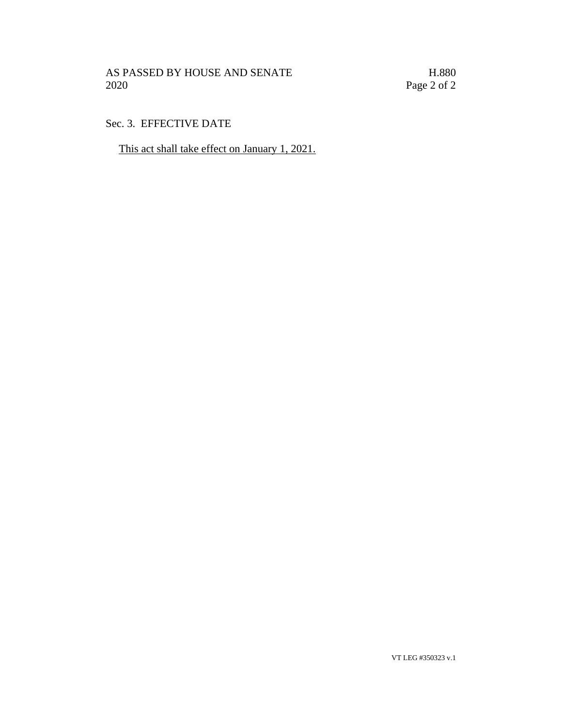Sec. 3. EFFECTIVE DATE

This act shall take effect on January 1, 2021.